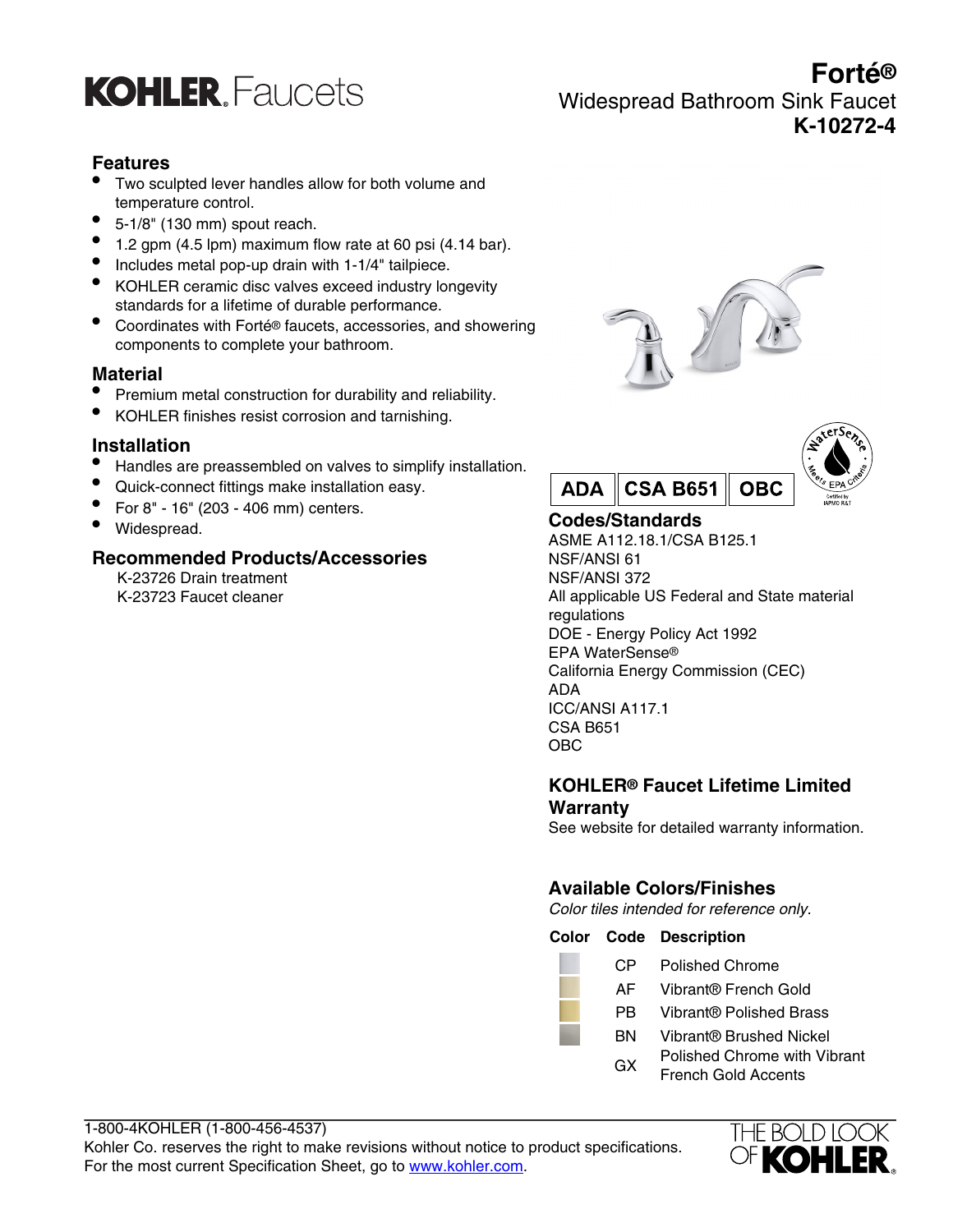# KOHLER Faucets

# Forté®

## Widespread Bathroom Sink Faucet

## K-10272-4

### Features

- Two sculpted lever handles allow for both volume and temperature control.
- 5-1/8" (130 mm) spout reach.
- 1.2 gpm (4.5 lpm) maximum flow rate at 60 psi (4.14 bar).
- Includes metal pop-up drain with 1-1/4" tailpiece.
- KOHLER ceramic disc valves exceed industry longevity standards for a lifetime of durable performance.
- Coordinates with Forté® faucets, accessories, and showering components to complete your bathroom.

### Material

- Premium metal construction for durability and reliability.
- KOHLER finishes resist corrosion and tarnishing.

### Installation

- Handles are preassembled on valves to simplify installation.
- Quick-connect fittings make installation easy.
- For 8" - 16" (203 - 406 mm) centers.
- Widespread.

### Recommended Products/Accessories

K-23726 Drain treatment
K-23723 Faucet cleaner

ADA | CSA B651 | OBC

### Codes/Standards

ASME A112.18.1/CSA B125.1
NSF/ANSI 61
NSF/ANSI 372
All applicable US Federal and State material regulations
DOE - Energy Policy Act 1992
EPA WaterSense®
California Energy Commission (CEC)
ADA
ICC/ANSI A117.1
CSA B651
OBC

### KOHLER® Faucet Lifetime Limited Warranty

See website for detailed warranty information.

### Available Colors/Finishes

*Color tiles intended for reference only.*

| Color | Code | Description |
|---|---|---|
| | CP | Polished Chrome |
| | AF | Vibrant® French Gold |
| | PB | Vibrant® Polished Brass |
| | BN | Vibrant® Brushed Nickel |
| | GX | Polished Chrome with Vibrant French Gold Accents |

1-800-4KOHLER (1-800-456-4537)
Kohler Co. reserves the right to make revisions without notice to product specifications.
For the most current Specification Sheet, go to www.kohler.com.

THE BOLD LOOK OF KOHLER.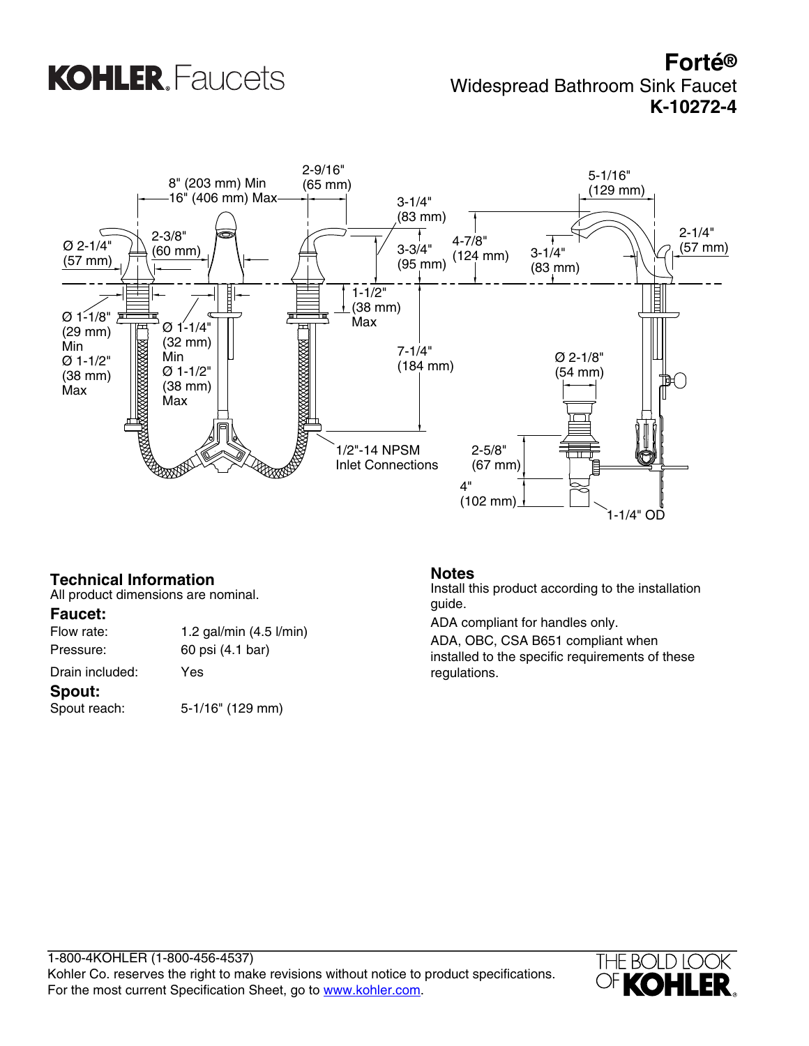**KOHLER** Faucets

# Forté®

Widespread Bathroom Sink Faucet

**K-10272-4**

8" (203 mm) Min
16" (406 mm) Max
2-9/16"
(65 mm)
5-1/16"
(129 mm)
3-1/4"
(83 mm)
Ø 2-1/4"
(57 mm)
2-3/8"
(60 mm)
3-3/4"
(95 mm)
4-7/8"
(124 mm)
3-1/4"
(83 mm)
2-1/4"
(57 mm)
1-1/2"
(38 mm)
Max
Ø 1-1/8"
(29 mm)
Min
Ø 1-1/2"
(38 mm)
Max
Ø 1-1/4"
(32 mm)
Min
Ø 1-1/2"
(38 mm)
Max
7-1/4"
(184 mm)
Ø 2-1/8"
(54 mm)
1/2"-14 NPSM
Inlet Connections
2-5/8"
(67 mm)
4"
(102 mm)
1-1/4" OD

## Technical Information

All product dimensions are nominal.

### Faucet:

| | |
|---|---|
| Flow rate: | 1.2 gal/min (4.5 l/min) |
| Pressure: | 60 psi (4.1 bar) |
| Drain included: | Yes |

### Spout:

| | |
|---|---|
| Spout reach: | 5-1/16" (129 mm) |

## Notes

Install this product according to the installation guide.

ADA compliant for handles only.

ADA, OBC, CSA B651 compliant when installed to the specific requirements of these regulations.

1-800-4KOHLER (1-800-456-4537)
Kohler Co. reserves the right to make revisions without notice to product specifications.
For the most current Specification Sheet, go to www.kohler.com.

THE BOLD LOOK OF **KOHLER**